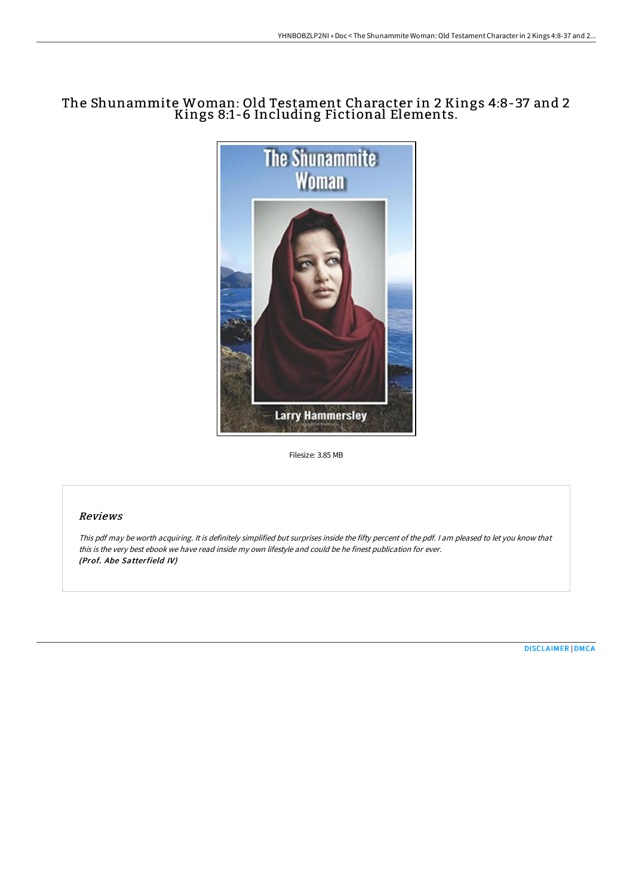# The Shunammite Woman: Old Testament Character in 2 Kings 4:8-37 and 2 Kings 8:1-6 Including Fictional Elements.

Filesize: 3.85 MB

## Reviews

*This pdf may be worth acquiring. It is definitely simplified but surprises inside the fifty percent of the pdf. I am pleased to let you know that this is the very best ebook we have read inside my own lifestyle and could be he finest publication for ever.*
*(Prof. Abe Satterfield IV)*

[DISCLAIMER](#) | [DMCA](#)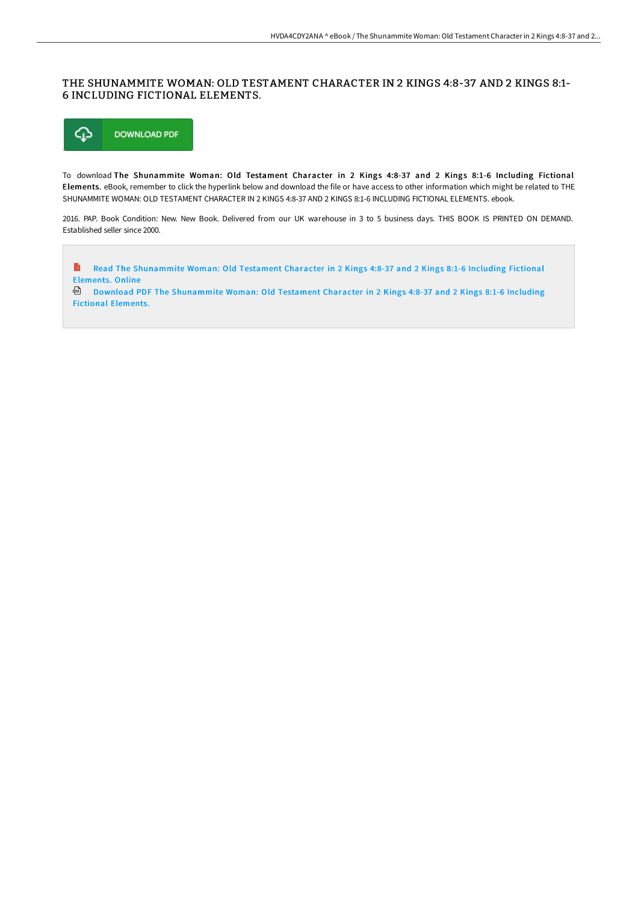# THE SHUNAMMITE WOMAN: OLD TESTAMENT CHARACTER IN 2 KINGS 4:8-37 AND 2 KINGS 8:1-6 INCLUDING FICTIONAL ELEMENTS.

DOWNLOAD PDF

To download **The Shunammite Woman: Old Testament Character in 2 Kings 4:8-37 and 2 Kings 8:1-6 Including Fictional Elements.** eBook, remember to click the hyperlink below and download the file or have access to other information which might be related to THE SHUNAMMITE WOMAN: OLD TESTAMENT CHARACTER IN 2 KINGS 4:8-37 AND 2 KINGS 8:1-6 INCLUDING FICTIONAL ELEMENTS. ebook.

2016. PAP. Book Condition: New. New Book. Delivered from our UK warehouse in 3 to 5 business days. THIS BOOK IS PRINTED ON DEMAND. Established seller since 2000.

Read The Shunammite Woman: Old Testament Character in 2 Kings 4:8-37 and 2 Kings 8:1-6 Including Fictional Elements. Online

Download PDF The Shunammite Woman: Old Testament Character in 2 Kings 4:8-37 and 2 Kings 8:1-6 Including Fictional Elements.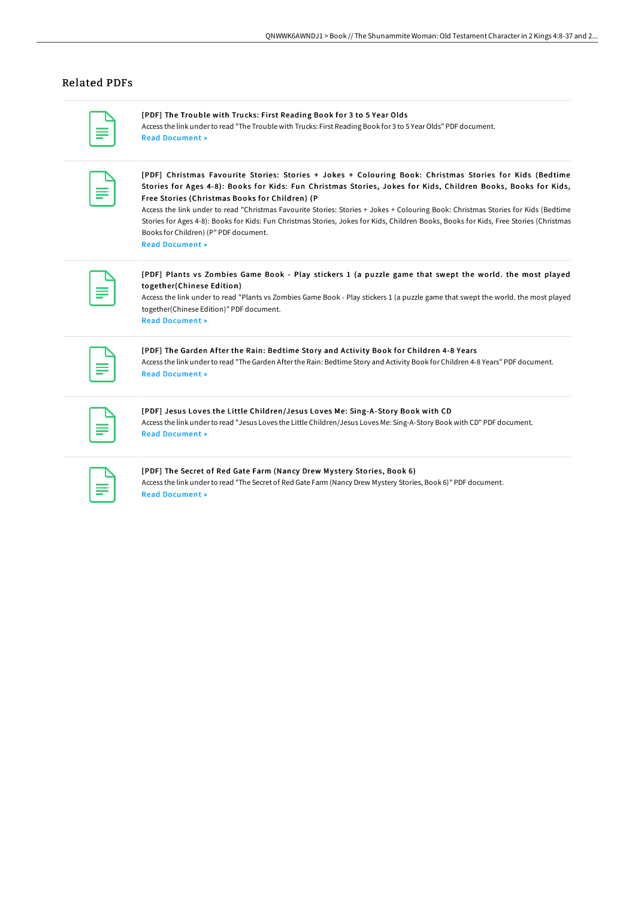## Related PDFs

**[PDF] The Trouble with Trucks: First Reading Book for 3 to 5 Year Olds**

Access the link under to read "The Trouble with Trucks: First Reading Book for 3 to 5 Year Olds" PDF document.

Read Document »

**[PDF] Christmas Favourite Stories: Stories + Jokes + Colouring Book: Christmas Stories for Kids (Bedtime Stories for Ages 4-8): Books for Kids: Fun Christmas Stories, Jokes for Kids, Children Books, Books for Kids, Free Stories (Christmas Books for Children) (P**

Access the link under to read "Christmas Favourite Stories: Stories + Jokes + Colouring Book: Christmas Stories for Kids (Bedtime Stories for Ages 4-8): Books for Kids: Fun Christmas Stories, Jokes for Kids, Children Books, Books for Kids, Free Stories (Christmas Books for Children) (P" PDF document.

Read Document »

**[PDF] Plants vs Zombies Game Book - Play stickers 1 (a puzzle game that swept the world. the most played together(Chinese Edition)**

Access the link under to read "Plants vs Zombies Game Book - Play stickers 1 (a puzzle game that swept the world. the most played together(Chinese Edition)" PDF document.

Read Document »

**[PDF] The Garden After the Rain: Bedtime Story and Activity Book for Children 4-8 Years**

Access the link under to read "The Garden After the Rain: Bedtime Story and Activity Book for Children 4-8 Years" PDF document.

Read Document »

**[PDF] Jesus Loves the Little Children/Jesus Loves Me: Sing-A-Story Book with CD**

Access the link under to read "Jesus Loves the Little Children/Jesus Loves Me: Sing-A-Story Book with CD" PDF document.

Read Document »

**[PDF] The Secret of Red Gate Farm (Nancy Drew Mystery Stories, Book 6)**

Access the link under to read "The Secret of Red Gate Farm (Nancy Drew Mystery Stories, Book 6)" PDF document.

Read Document »